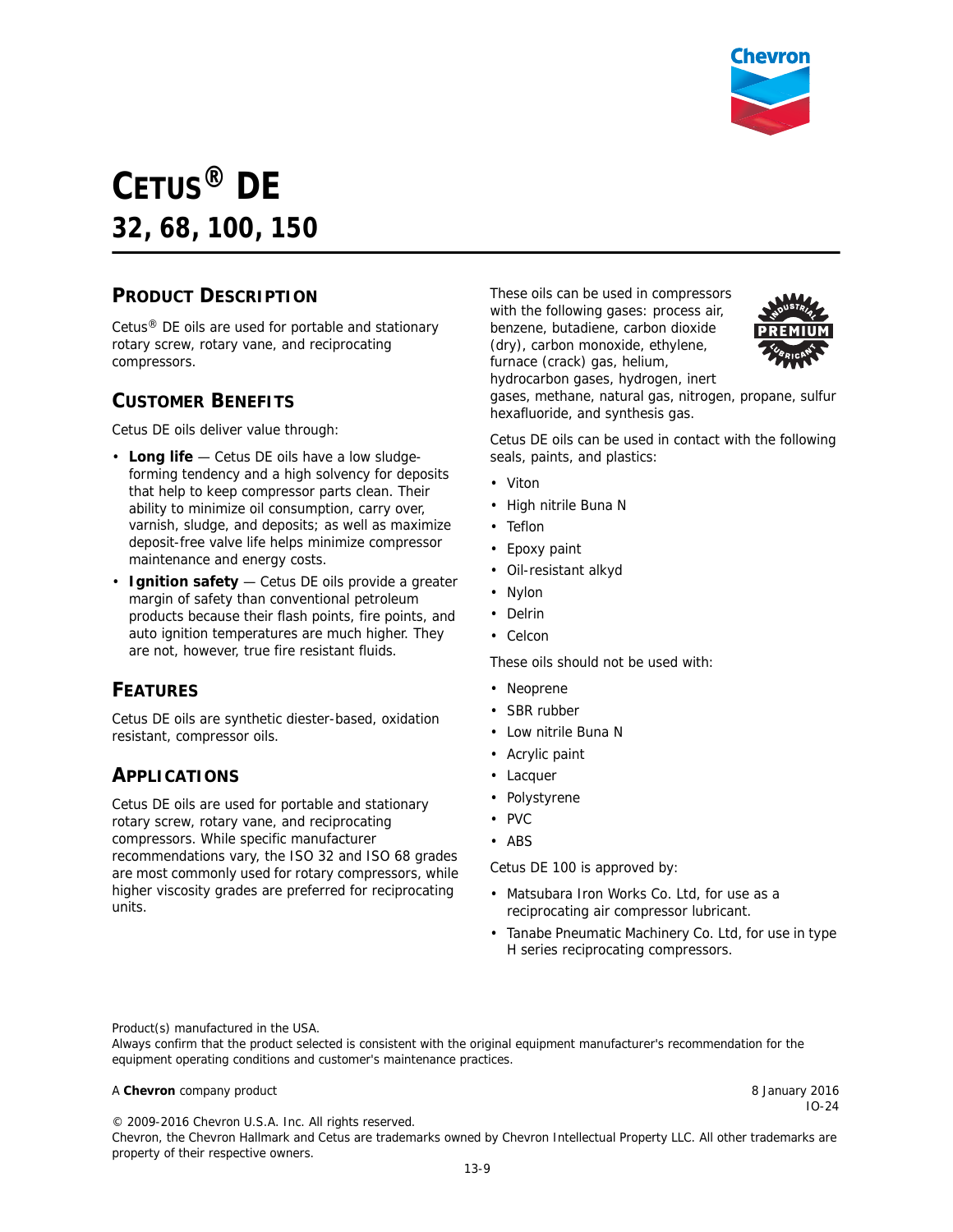# Cetus® DE

## 32, 68, 100, 150

## Product Description

Cetus® DE oils are used for portable and stationary rotary screw, rotary vane, and reciprocating compressors.

## Customer Benefits

Cetus DE oils deliver value through:

- **Long life** — Cetus DE oils have a low sludge-forming tendency and a high solvency for deposits that help to keep compressor parts clean. Their ability to minimize oil consumption, carry over, varnish, sludge, and deposits; as well as maximize deposit-free valve life helps minimize compressor maintenance and energy costs.
- **Ignition safety** — Cetus DE oils provide a greater margin of safety than conventional petroleum products because their flash points, fire points, and auto ignition temperatures are much higher. They are not, however, true fire resistant fluids.

## Features

Cetus DE oils are synthetic diester-based, oxidation resistant, compressor oils.

## Applications

Cetus DE oils are used for portable and stationary rotary screw, rotary vane, and reciprocating compressors. While specific manufacturer recommendations vary, the ISO 32 and ISO 68 grades are most commonly used for rotary compressors, while higher viscosity grades are preferred for reciprocating units.

These oils can be used in compressors with the following gases: process air, benzene, butadiene, carbon dioxide (dry), carbon monoxide, ethylene, furnace (crack) gas, helium, hydrocarbon gases, hydrogen, inert gases, methane, natural gas, nitrogen, propane, sulfur hexafluoride, and synthesis gas.

Cetus DE oils can be used in contact with the following seals, paints, and plastics:

- Viton
- High nitrile Buna N
- Teflon
- Epoxy paint
- Oil-resistant alkyd
- Nylon
- Delrin
- Celcon

These oils should not be used with:

- Neoprene
- SBR rubber
- Low nitrile Buna N
- Acrylic paint
- Lacquer
- Polystyrene
- PVC
- ABS

Cetus DE 100 is approved by:

- Matsubara Iron Works Co. Ltd, for use as a reciprocating air compressor lubricant.
- Tanabe Pneumatic Machinery Co. Ltd, for use in type H series reciprocating compressors.

Product(s) manufactured in the USA.
Always confirm that the product selected is consistent with the original equipment manufacturer's recommendation for the equipment operating conditions and customer's maintenance practices.

A **Chevron** company product

8 January 2016
IO-24

© 2009-2016 Chevron U.S.A. Inc. All rights reserved.
Chevron, the Chevron Hallmark and Cetus are trademarks owned by Chevron Intellectual Property LLC. All other trademarks are property of their respective owners.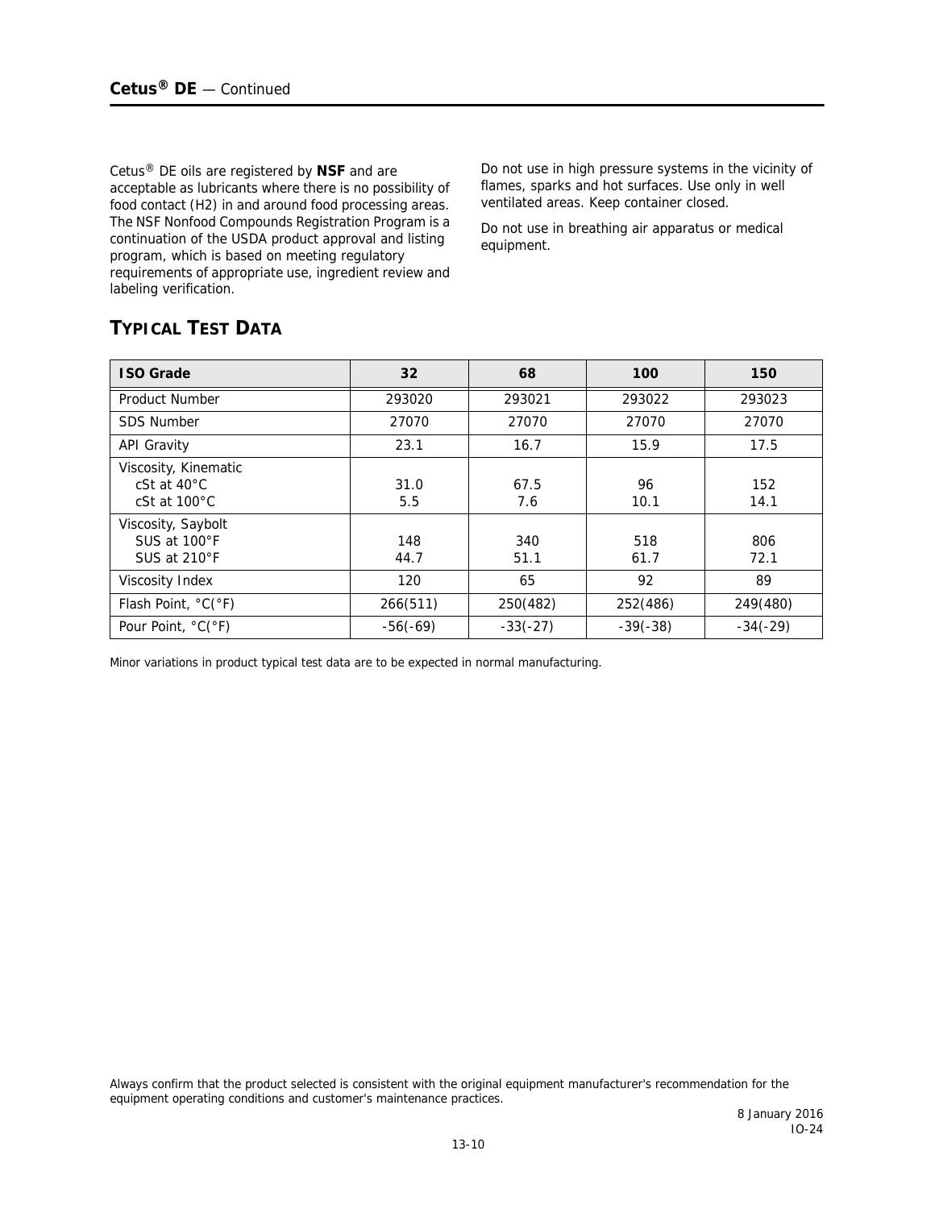Cetus® DE oils are registered by **NSF** and are acceptable as lubricants where there is no possibility of food contact (H2) in and around food processing areas. The NSF Nonfood Compounds Registration Program is a continuation of the USDA product approval and listing program, which is based on meeting regulatory requirements of appropriate use, ingredient review and labeling verification.

Do not use in high pressure systems in the vicinity of flames, sparks and hot surfaces. Use only in well ventilated areas. Keep container closed.

Do not use in breathing air apparatus or medical equipment.

## TYPICAL TEST DATA

| ISO Grade | 32 | 68 | 100 | 150 |
|---|---|---|---|---|
| Product Number | 293020 | 293021 | 293022 | 293023 |
| SDS Number | 27070 | 27070 | 27070 | 27070 |
| API Gravity | 23.1 | 16.7 | 15.9 | 17.5 |
| Viscosity, Kinematic<br>cSt at 40°C<br>cSt at 100°C | <br>31.0<br>5.5 | <br>67.5<br>7.6 | <br>96<br>10.1 | <br>152<br>14.1 |
| Viscosity, Saybolt<br>SUS at 100°F<br>SUS at 210°F | <br>148<br>44.7 | <br>340<br>51.1 | <br>518<br>61.7 | <br>806<br>72.1 |
| Viscosity Index | 120 | 65 | 92 | 89 |
| Flash Point, °C(°F) | 266(511) | 250(482) | 252(486) | 249(480) |
| Pour Point, °C(°F) | -56(-69) | -33(-27) | -39(-38) | -34(-29) |

Minor variations in product typical test data are to be expected in normal manufacturing.

Always confirm that the product selected is consistent with the original equipment manufacturer's recommendation for the equipment operating conditions and customer's maintenance practices.

8 January 2016
IO-24